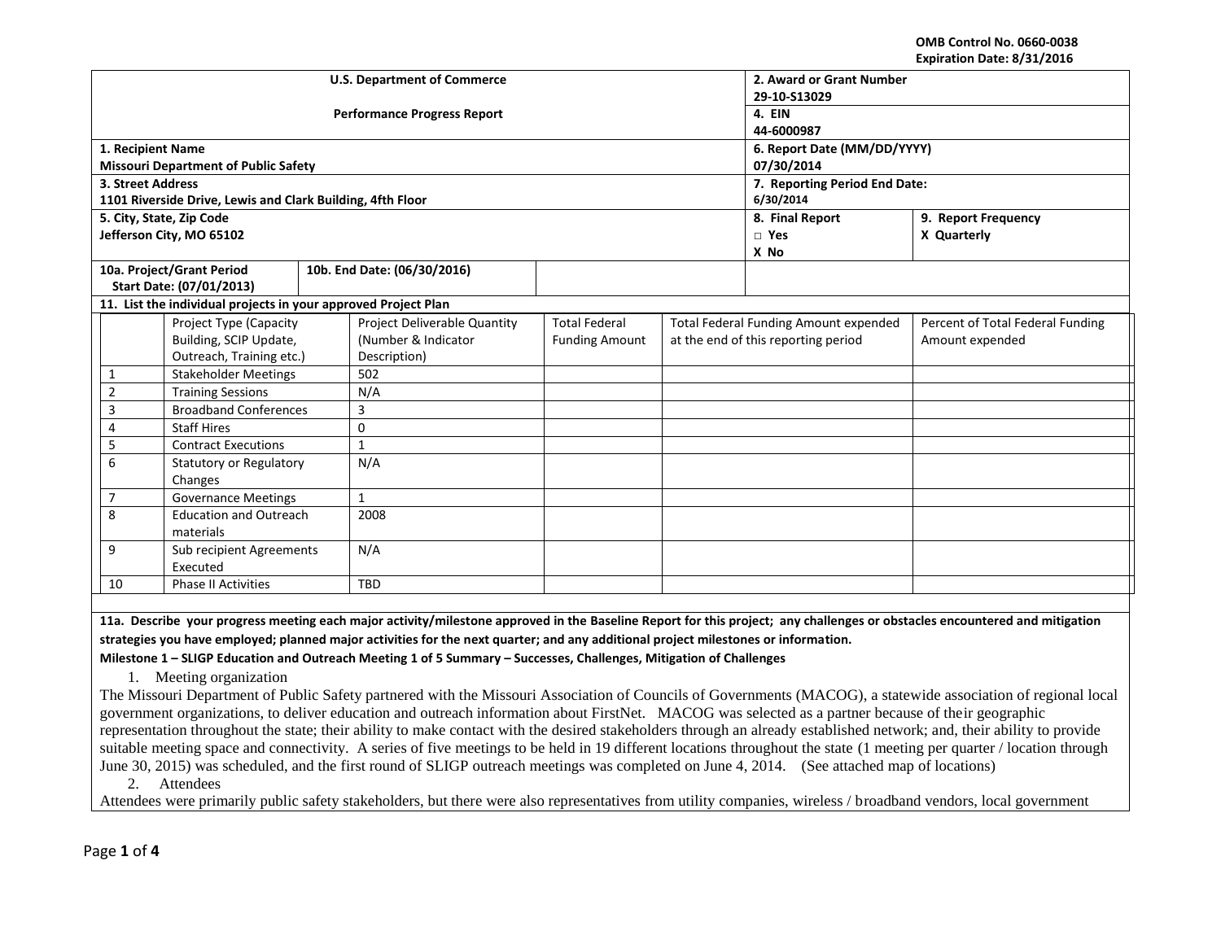OMB Control No. 0660-0038
Expiration Date: 8/31/2016

| U.S. Department of Commerce | 2. Award or Grant Number |
|---|---|
| Performance Progress Report | 29-10-S13029 |
| | **4. EIN** 44-6000987 |
| **1. Recipient Name** Missouri Department of Public Safety | **6. Report Date (MM/DD/YYYY)** 07/30/2014 |
| **3. Street Address** 1101 Riverside Drive, Lewis and Clark Building, 4fth Floor | **7. Reporting Period End Date:** 6/30/2014 |
| **5. City, State, Zip Code** Jefferson City, MO 65102 | **8. Final Report** □ Yes X No — **9. Report Frequency** X Quarterly |
| **10a. Project/Grant Period Start Date: (07/01/2013)** — **10b. End Date: (06/30/2016)** | |

**11. List the individual projects in your approved Project Plan**

| | Project Type (Capacity Building, SCIP Update, Outreach, Training etc.) | Project Deliverable Quantity (Number & Indicator Description) | Total Federal Funding Amount | Total Federal Funding Amount expended at the end of this reporting period | Percent of Total Federal Funding Amount expended |
|---|---|---|---|---|---|
| 1 | Stakeholder Meetings | 502 | | | |
| 2 | Training Sessions | N/A | | | |
| 3 | Broadband Conferences | 3 | | | |
| 4 | Staff Hires | 0 | | | |
| 5 | Contract Executions | 1 | | | |
| 6 | Statutory or Regulatory Changes | N/A | | | |
| 7 | Governance Meetings | 1 | | | |
| 8 | Education and Outreach materials | 2008 | | | |
| 9 | Sub recipient Agreements Executed | N/A | | | |
| 10 | Phase II Activities | TBD | | | |

**11a. Describe your progress meeting each major activity/milestone approved in the Baseline Report for this project; any challenges or obstacles encountered and mitigation strategies you have employed; planned major activities for the next quarter; and any additional project milestones or information.**

**Milestone 1 – SLIGP Education and Outreach Meeting 1 of 5 Summary – Successes, Challenges, Mitigation of Challenges**

1. Meeting organization

The Missouri Department of Public Safety partnered with the Missouri Association of Councils of Governments (MACOG), a statewide association of regional local government organizations, to deliver education and outreach information about FirstNet. MACOG was selected as a partner because of their geographic representation throughout the state; their ability to make contact with the desired stakeholders through an already established network; and, their ability to provide suitable meeting space and connectivity. A series of five meetings to be held in 19 different locations throughout the state (1 meeting per quarter / location through June 30, 2015) was scheduled, and the first round of SLIGP outreach meetings was completed on June 4, 2014. (See attached map of locations)

2. Attendees

Attendees were primarily public safety stakeholders, but there were also representatives from utility companies, wireless / broadband vendors, local government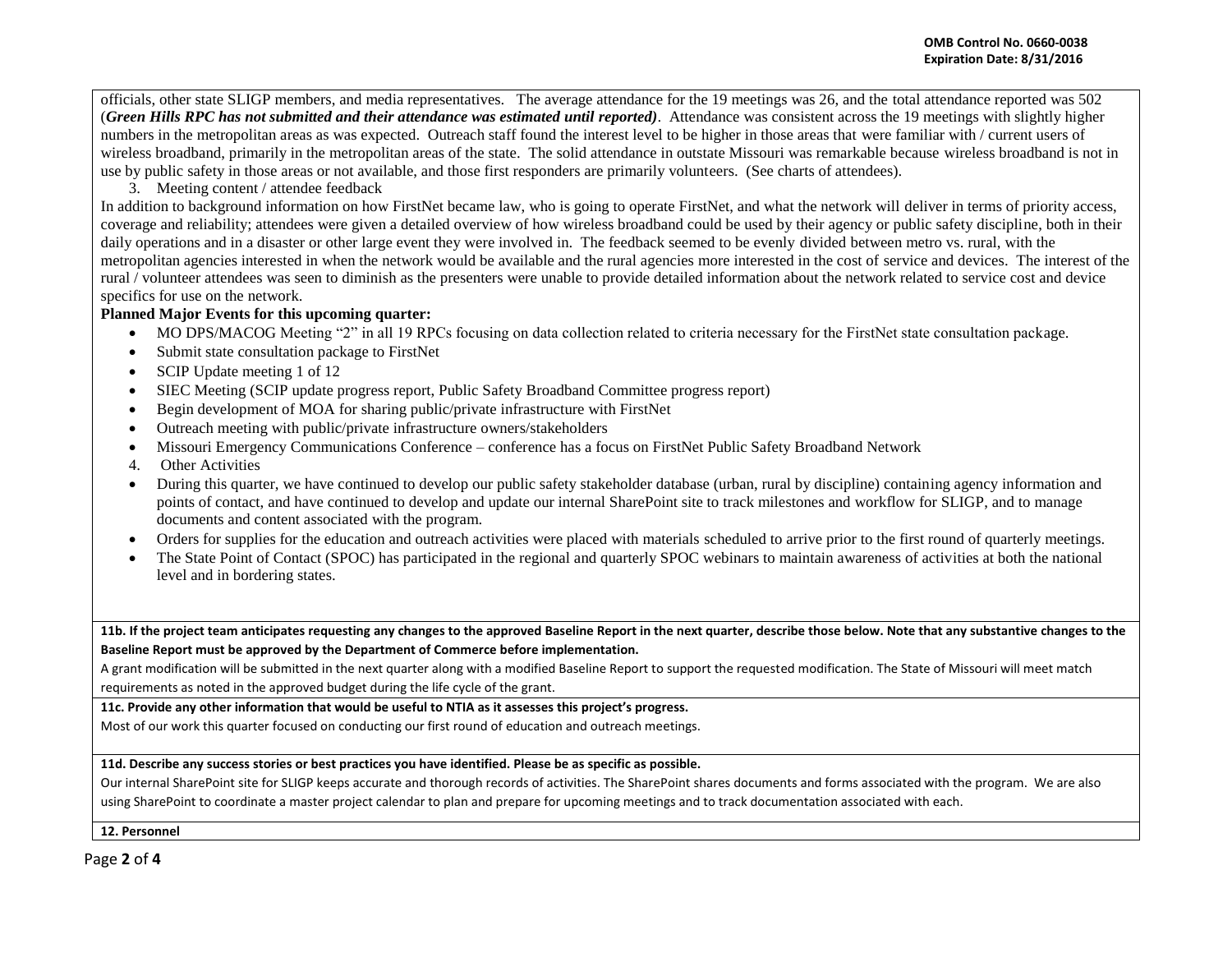officials, other state SLIGP members, and media representatives. The average attendance for the 19 meetings was 26, and the total attendance reported was 502 (***Green Hills RPC has not submitted and their attendance was estimated until reported)***. Attendance was consistent across the 19 meetings with slightly higher numbers in the metropolitan areas as was expected. Outreach staff found the interest level to be higher in those areas that were familiar with / current users of wireless broadband, primarily in the metropolitan areas of the state. The solid attendance in outstate Missouri was remarkable because wireless broadband is not in use by public safety in those areas or not available, and those first responders are primarily volunteers. (See charts of attendees).

3. Meeting content / attendee feedback

In addition to background information on how FirstNet became law, who is going to operate FirstNet, and what the network will deliver in terms of priority access, coverage and reliability; attendees were given a detailed overview of how wireless broadband could be used by their agency or public safety discipline, both in their daily operations and in a disaster or other large event they were involved in. The feedback seemed to be evenly divided between metro vs. rural, with the metropolitan agencies interested in when the network would be available and the rural agencies more interested in the cost of service and devices. The interest of the rural / volunteer attendees was seen to diminish as the presenters were unable to provide detailed information about the network related to service cost and device specifics for use on the network.

**Planned Major Events for this upcoming quarter:**

- MO DPS/MACOG Meeting "2" in all 19 RPCs focusing on data collection related to criteria necessary for the FirstNet state consultation package.
- Submit state consultation package to FirstNet
- SCIP Update meeting 1 of 12
- SIEC Meeting (SCIP update progress report, Public Safety Broadband Committee progress report)
- Begin development of MOA for sharing public/private infrastructure with FirstNet
- Outreach meeting with public/private infrastructure owners/stakeholders
- Missouri Emergency Communications Conference – conference has a focus on FirstNet Public Safety Broadband Network

4. Other Activities

- During this quarter, we have continued to develop our public safety stakeholder database (urban, rural by discipline) containing agency information and points of contact, and have continued to develop and update our internal SharePoint site to track milestones and workflow for SLIGP, and to manage documents and content associated with the program.
- Orders for supplies for the education and outreach activities were placed with materials scheduled to arrive prior to the first round of quarterly meetings.
- The State Point of Contact (SPOC) has participated in the regional and quarterly SPOC webinars to maintain awareness of activities at both the national level and in bordering states.

**11b. If the project team anticipates requesting any changes to the approved Baseline Report in the next quarter, describe those below. Note that any substantive changes to the Baseline Report must be approved by the Department of Commerce before implementation.**

A grant modification will be submitted in the next quarter along with a modified Baseline Report to support the requested modification. The State of Missouri will meet match requirements as noted in the approved budget during the life cycle of the grant.

**11c. Provide any other information that would be useful to NTIA as it assesses this project's progress.**

Most of our work this quarter focused on conducting our first round of education and outreach meetings.

**11d. Describe any success stories or best practices you have identified. Please be as specific as possible.**

Our internal SharePoint site for SLIGP keeps accurate and thorough records of activities. The SharePoint shares documents and forms associated with the program. We are also using SharePoint to coordinate a master project calendar to plan and prepare for upcoming meetings and to track documentation associated with each.

**12. Personnel**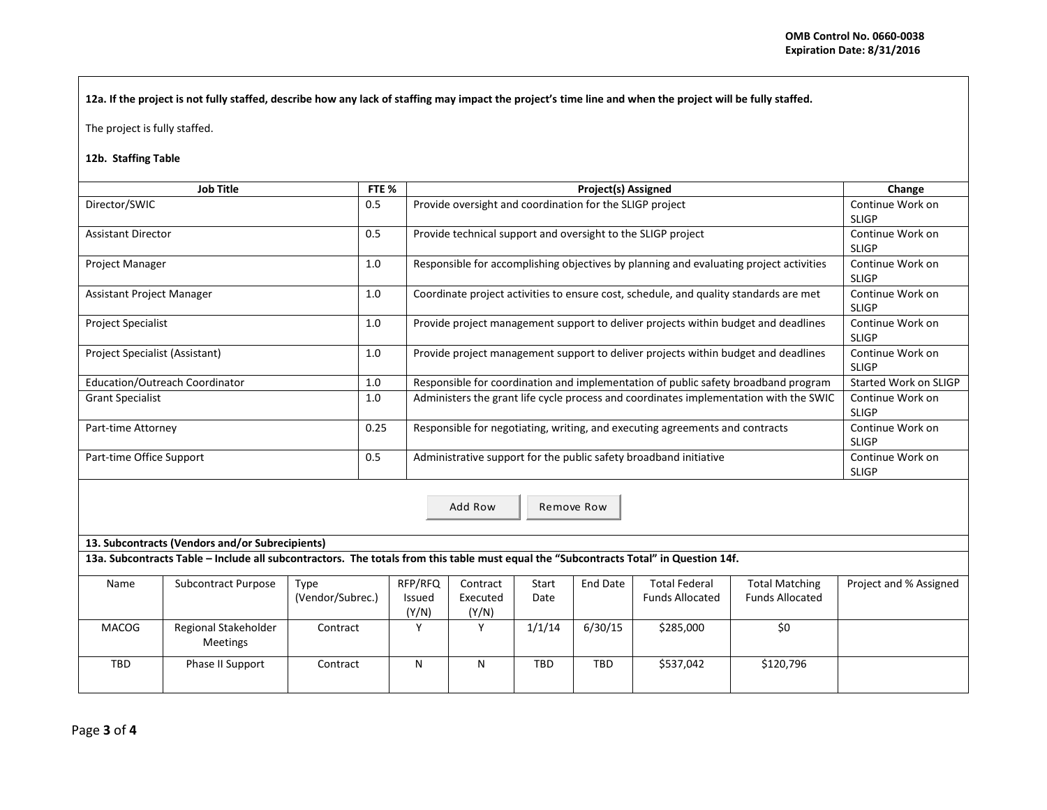**12a. If the project is not fully staffed, describe how any lack of staffing may impact the project's time line and when the project will be fully staffed.**

The project is fully staffed.

**12b. Staffing Table**

| Job Title | FTE % | Project(s) Assigned | Change |
|---|---|---|---|
| Director/SWIC | 0.5 | Provide oversight and coordination for the SLIGP project | Continue Work on SLIGP |
| Assistant Director | 0.5 | Provide technical support and oversight to the SLIGP project | Continue Work on SLIGP |
| Project Manager | 1.0 | Responsible for accomplishing objectives by planning and evaluating project activities | Continue Work on SLIGP |
| Assistant Project Manager | 1.0 | Coordinate project activities to ensure cost, schedule, and quality standards are met | Continue Work on SLIGP |
| Project Specialist | 1.0 | Provide project management support to deliver projects within budget and deadlines | Continue Work on SLIGP |
| Project Specialist (Assistant) | 1.0 | Provide project management support to deliver projects within budget and deadlines | Continue Work on SLIGP |
| Education/Outreach Coordinator | 1.0 | Responsible for coordination and implementation of public safety broadband program | Started Work on SLIGP |
| Grant Specialist | 1.0 | Administers the grant life cycle process and coordinates implementation with the SWIC | Continue Work on SLIGP |
| Part-time Attorney | 0.25 | Responsible for negotiating, writing, and executing agreements and contracts | Continue Work on SLIGP |
| Part-time Office Support | 0.5 | Administrative support for the public safety broadband initiative | Continue Work on SLIGP |

**13. Subcontracts (Vendors and/or Subrecipients)**

**13a. Subcontracts Table – Include all subcontractors. The totals from this table must equal the "Subcontracts Total" in Question 14f.**

| Name | Subcontract Purpose | Type (Vendor/Subrec.) | RFP/RFQ Issued (Y/N) | Contract Executed (Y/N) | Start Date | End Date | Total Federal Funds Allocated | Total Matching Funds Allocated | Project and % Assigned |
|---|---|---|---|---|---|---|---|---|---|
| MACOG | Regional Stakeholder Meetings | Contract | Y | Y | 1/1/14 | 6/30/15 | $285,000 | $0 | |
| TBD | Phase II Support | Contract | N | N | TBD | TBD | $537,042 | $120,796 | |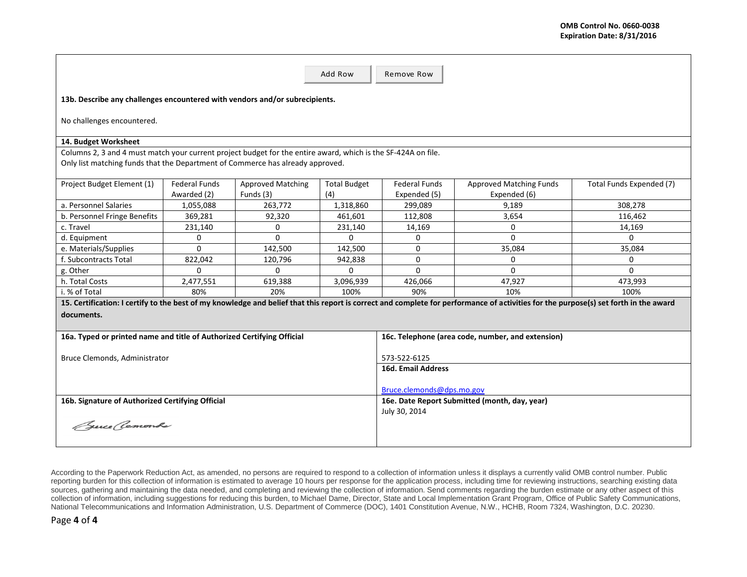**OMB Control No. 0660-0038**
**Expiration Date: 8/31/2016**

Add Row | Remove Row

**13b. Describe any challenges encountered with vendors and/or subrecipients.**

No challenges encountered.

**14. Budget Worksheet**

Columns 2, 3 and 4 must match your current project budget for the entire award, which is the SF-424A on file.
Only list matching funds that the Department of Commerce has already approved.

| Project Budget Element (1) | Federal Funds Awarded (2) | Approved Matching Funds (3) | Total Budget (4) | Federal Funds Expended (5) | Approved Matching Funds Expended (6) | Total Funds Expended (7) |
|---|---|---|---|---|---|---|
| a. Personnel Salaries | 1,055,088 | 263,772 | 1,318,860 | 299,089 | 9,189 | 308,278 |
| b. Personnel Fringe Benefits | 369,281 | 92,320 | 461,601 | 112,808 | 3,654 | 116,462 |
| c. Travel | 231,140 | 0 | 231,140 | 14,169 | 0 | 14,169 |
| d. Equipment | 0 | 0 | 0 | 0 | 0 | 0 |
| e. Materials/Supplies | 0 | 142,500 | 142,500 | 0 | 35,084 | 35,084 |
| f. Subcontracts Total | 822,042 | 120,796 | 942,838 | 0 | 0 | 0 |
| g. Other | 0 | 0 | 0 | 0 | 0 | 0 |
| h. Total Costs | 2,477,551 | 619,388 | 3,096,939 | 426,066 | 47,927 | 473,993 |
| i. % of Total | 80% | 20% | 100% | 90% | 10% | 100% |

**15. Certification: I certify to the best of my knowledge and belief that this report is correct and complete for performance of activities for the purpose(s) set forth in the award documents.**

**16a. Typed or printed name and title of Authorized Certifying Official**

Bruce Clemonds, Administrator

**16b. Signature of Authorized Certifying Official**

Bruce Clemonds

**16c. Telephone (area code, number, and extension)**

573-522-6125

**16d. Email Address**

Bruce.clemonds@dps.mo.gov

**16e. Date Report Submitted (month, day, year)**

July 30, 2014

According to the Paperwork Reduction Act, as amended, no persons are required to respond to a collection of information unless it displays a currently valid OMB control number. Public reporting burden for this collection of information is estimated to average 10 hours per response for the application process, including time for reviewing instructions, searching existing data sources, gathering and maintaining the data needed, and completing and reviewing the collection of information. Send comments regarding the burden estimate or any other aspect of this collection of information, including suggestions for reducing this burden, to Michael Dame, Director, State and Local Implementation Grant Program, Office of Public Safety Communications, National Telecommunications and Information Administration, U.S. Department of Commerce (DOC), 1401 Constitution Avenue, N.W., HCHB, Room 7324, Washington, D.C. 20230.